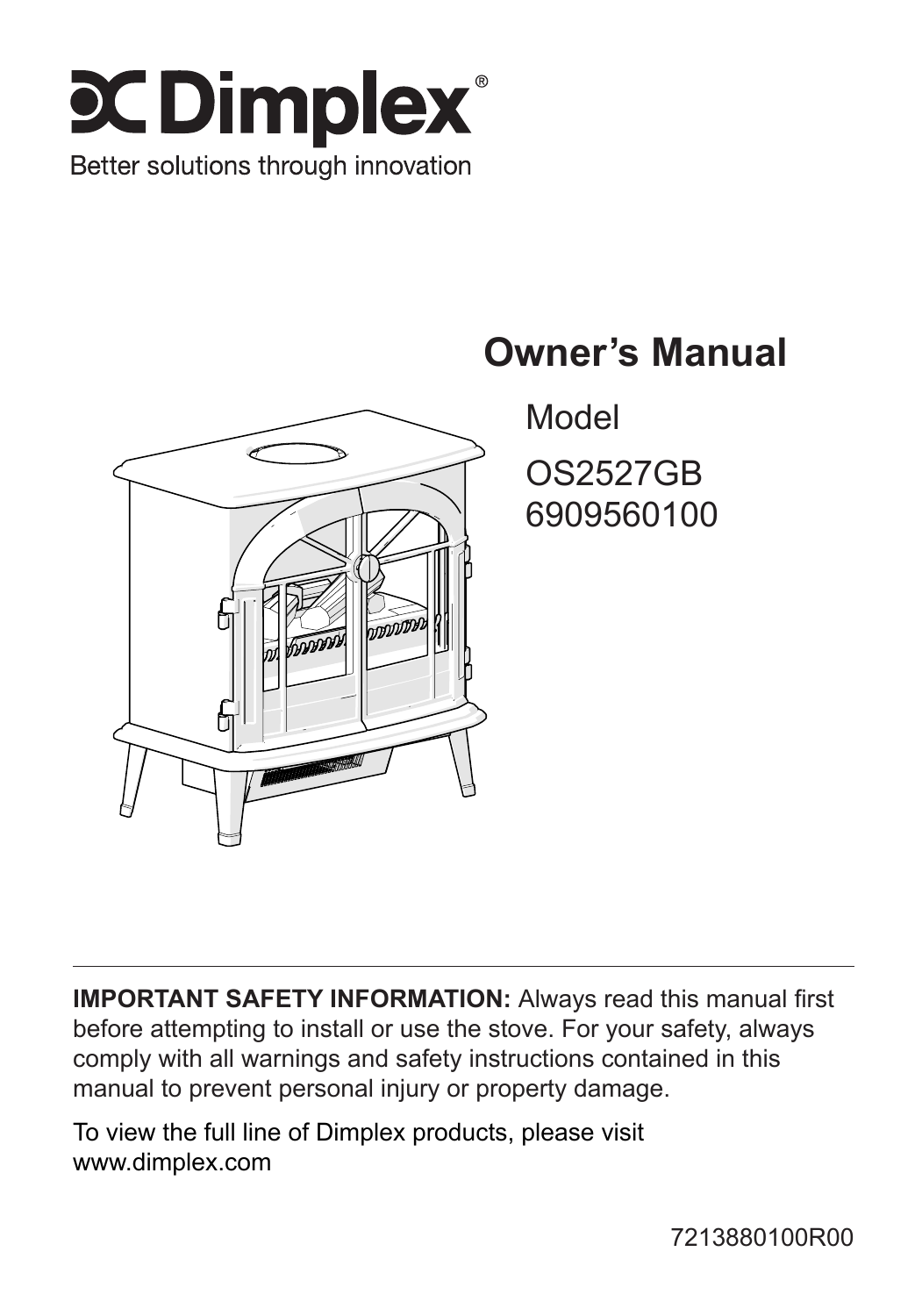# Dimplex®

Better solutions through innovation

## Owner's Manual

Model

OS2527GB
6909560100

**IMPORTANT SAFETY INFORMATION:** Always read this manual first before attempting to install or use the stove. For your safety, always comply with all warnings and safety instructions contained in this manual to prevent personal injury or property damage.

To view the full line of Dimplex products, please visit www.dimplex.com

7213880100R00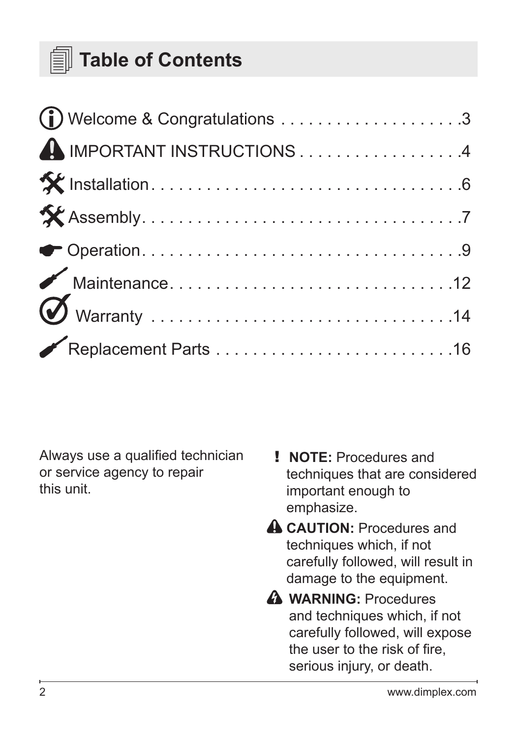# Table of Contents

Welcome & Congratulations . . . . . . . . . . . . . . . . . . . .3

IMPORTANT INSTRUCTIONS . . . . . . . . . . . . . . . . . .4

Installation. . . . . . . . . . . . . . . . . . . . . . . . . . . . . . . . .6

Assembly. . . . . . . . . . . . . . . . . . . . . . . . . . . . . . . . . .7

Operation. . . . . . . . . . . . . . . . . . . . . . . . . . . . . . . . .9

Maintenance. . . . . . . . . . . . . . . . . . . . . . . . . . . . .12

Warranty . . . . . . . . . . . . . . . . . . . . . . . . . . . . . . . .14

Replacement Parts . . . . . . . . . . . . . . . . . . . . . . . . .16

Always use a qualified technician or service agency to repair this unit.

! **NOTE:** Procedures and techniques that are considered important enough to emphasize.

**CAUTION:** Procedures and techniques which, if not carefully followed, will result in damage to the equipment.

**WARNING:** Procedures and techniques which, if not carefully followed, will expose the user to the risk of fire, serious injury, or death.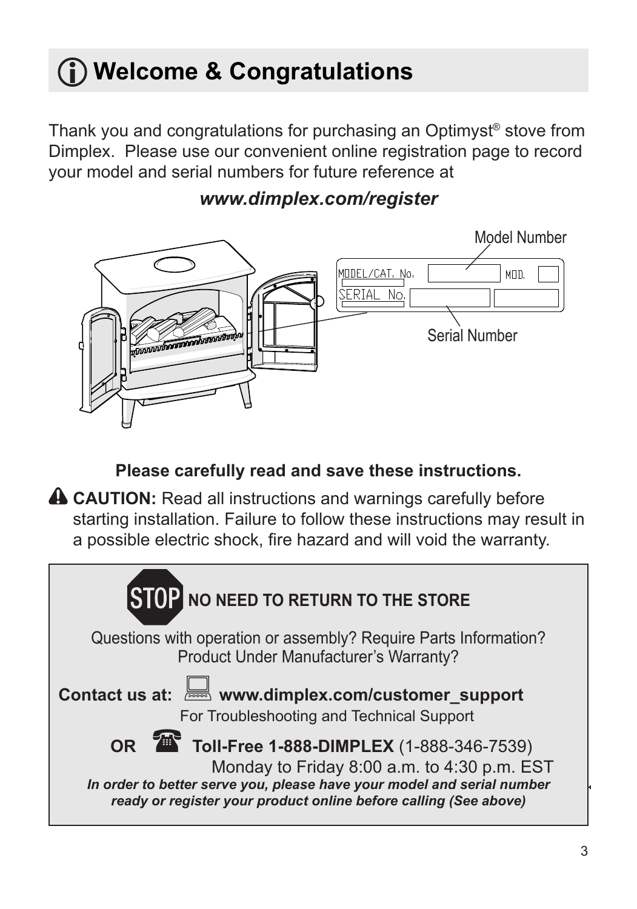# Welcome & Congratulations

Thank you and congratulations for purchasing an Optimyst® stove from Dimplex. Please use our convenient online registration page to record your model and serial numbers for future reference at

***www.dimplex.com/register***

Model Number

MODEL/CAT. No. MOD.

SERIAL No.

Serial Number

**Please carefully read and save these instructions.**

**CAUTION:** Read all instructions and warnings carefully before starting installation. Failure to follow these instructions may result in a possible electric shock, fire hazard and will void the warranty.

**STOP NO NEED TO RETURN TO THE STORE**

Questions with operation or assembly? Require Parts Information? Product Under Manufacturer's Warranty?

**Contact us at: www.dimplex.com/customer_support**
For Troubleshooting and Technical Support

**OR Toll-Free 1-888-DIMPLEX** (1-888-346-7539)
Monday to Friday 8:00 a.m. to 4:30 p.m. EST

***In order to better serve you, please have your model and serial number ready or register your product online before calling (See above)***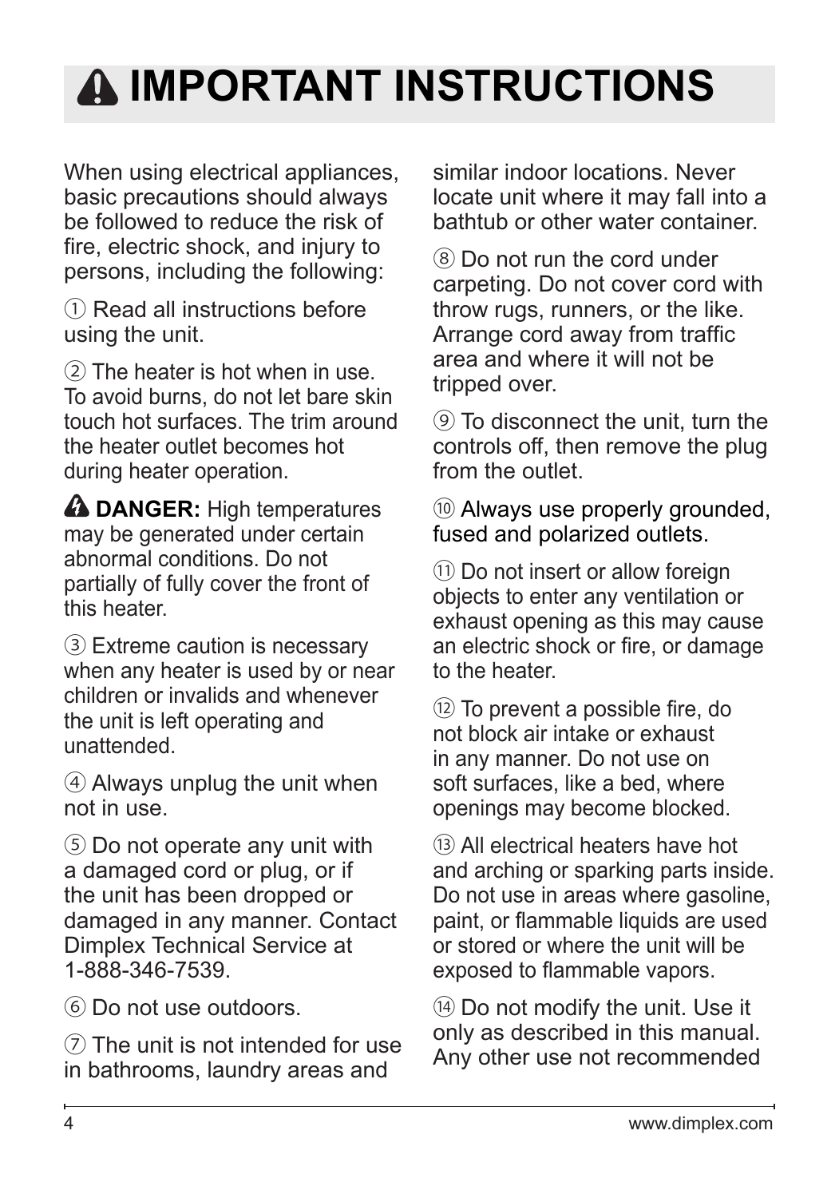# ⚠ IMPORTANT INSTRUCTIONS

When using electrical appliances, basic precautions should always be followed to reduce the risk of fire, electric shock, and injury to persons, including the following:

① Read all instructions before using the unit.

② The heater is hot when in use. To avoid burns, do not let bare skin touch hot surfaces. The trim around the heater outlet becomes hot during heater operation.

⚠ **DANGER:** High temperatures may be generated under certain abnormal conditions. Do not partially of fully cover the front of this heater.

③ Extreme caution is necessary when any heater is used by or near children or invalids and whenever the unit is left operating and unattended.

④ Always unplug the unit when not in use.

⑤ Do not operate any unit with a damaged cord or plug, or if the unit has been dropped or damaged in any manner. Contact Dimplex Technical Service at 1-888-346-7539.

⑥ Do not use outdoors.

⑦ The unit is not intended for use in bathrooms, laundry areas and similar indoor locations. Never locate unit where it may fall into a bathtub or other water container.

⑧ Do not run the cord under carpeting. Do not cover cord with throw rugs, runners, or the like. Arrange cord away from traffic area and where it will not be tripped over.

⑨ To disconnect the unit, turn the controls off, then remove the plug from the outlet.

⑩ Always use properly grounded, fused and polarized outlets.

⑪ Do not insert or allow foreign objects to enter any ventilation or exhaust opening as this may cause an electric shock or fire, or damage to the heater.

⑫ To prevent a possible fire, do not block air intake or exhaust in any manner. Do not use on soft surfaces, like a bed, where openings may become blocked.

⑬ All electrical heaters have hot and arching or sparking parts inside. Do not use in areas where gasoline, paint, or flammable liquids are used or stored or where the unit will be exposed to flammable vapors.

⑭ Do not modify the unit. Use it only as described in this manual. Any other use not recommended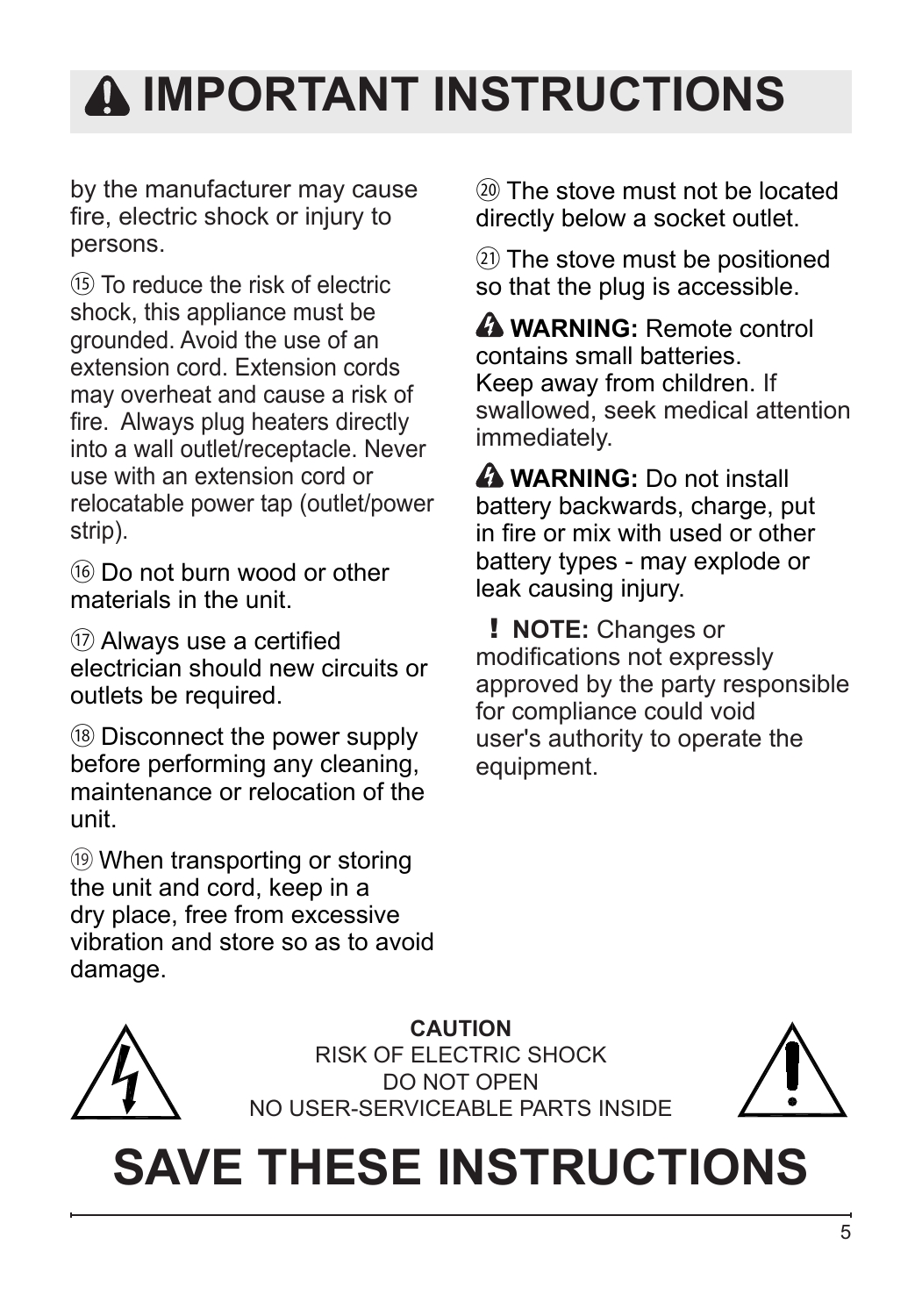# ⚠ IMPORTANT INSTRUCTIONS

by the manufacturer may cause fire, electric shock or injury to persons.

⑮ To reduce the risk of electric shock, this appliance must be grounded. Avoid the use of an extension cord. Extension cords may overheat and cause a risk of fire. Always plug heaters directly into a wall outlet/receptacle. Never use with an extension cord or relocatable power tap (outlet/power strip).

⑯ Do not burn wood or other materials in the unit.

⑰ Always use a certified electrician should new circuits or outlets be required.

⑱ Disconnect the power supply before performing any cleaning, maintenance or relocation of the unit.

⑲ When transporting or storing the unit and cord, keep in a dry place, free from excessive vibration and store so as to avoid damage.

⑳ The stove must not be located directly below a socket outlet.

㉑ The stove must be positioned so that the plug is accessible.

⚠ **WARNING:** Remote control contains small batteries. Keep away from children. If swallowed, seek medical attention immediately.

⚠ **WARNING:** Do not install battery backwards, charge, put in fire or mix with used or other battery types - may explode or leak causing injury.

**! NOTE:** Changes or modifications not expressly approved by the party responsible for compliance could void user's authority to operate the equipment.

**CAUTION**
RISK OF ELECTRIC SHOCK
DO NOT OPEN
NO USER-SERVICEABLE PARTS INSIDE

# SAVE THESE INSTRUCTIONS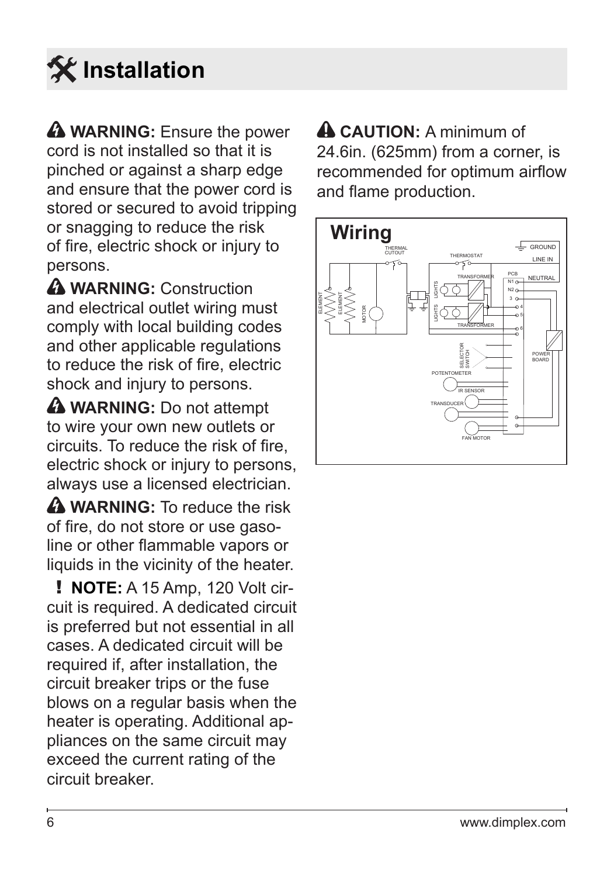# Installation

**WARNING:** Ensure the power cord is not installed so that it is pinched or against a sharp edge and ensure that the power cord is stored or secured to avoid tripping or snagging to reduce the risk of fire, electric shock or injury to persons.

**WARNING:** Construction and electrical outlet wiring must comply with local building codes and other applicable regulations to reduce the risk of fire, electric shock and injury to persons.

**WARNING:** Do not attempt to wire your own new outlets or circuits. To reduce the risk of fire, electric shock or injury to persons, always use a licensed electrician.

**WARNING:** To reduce the risk of fire, do not store or use gasoline or other flammable vapors or liquids in the vicinity of the heater.

**! NOTE:** A 15 Amp, 120 Volt circuit is required. A dedicated circuit is preferred but not essential in all cases. A dedicated circuit will be required if, after installation, the circuit breaker trips or the fuse blows on a regular basis when the heater is operating. Additional appliances on the same circuit may exceed the current rating of the circuit breaker.

**CAUTION:** A minimum of 24.6in. (625mm) from a corner, is recommended for optimum airflow and flame production.

## Wiring

THERMAL CUTOUT, THERMOSTAT, GROUND, LINE IN, NEUTRAL, PCB, N1, N2, 3, 4, 5, 6, TRANSFORMER, LIGHTS, LIGHTS, TRANSFORMER, ELEMENT, ELEMENT, MOTOR, SELECTOR SWITCH, POWER BOARD, POTENTOMETER, IR SENSOR, TRANSDUCER, FAN MOTOR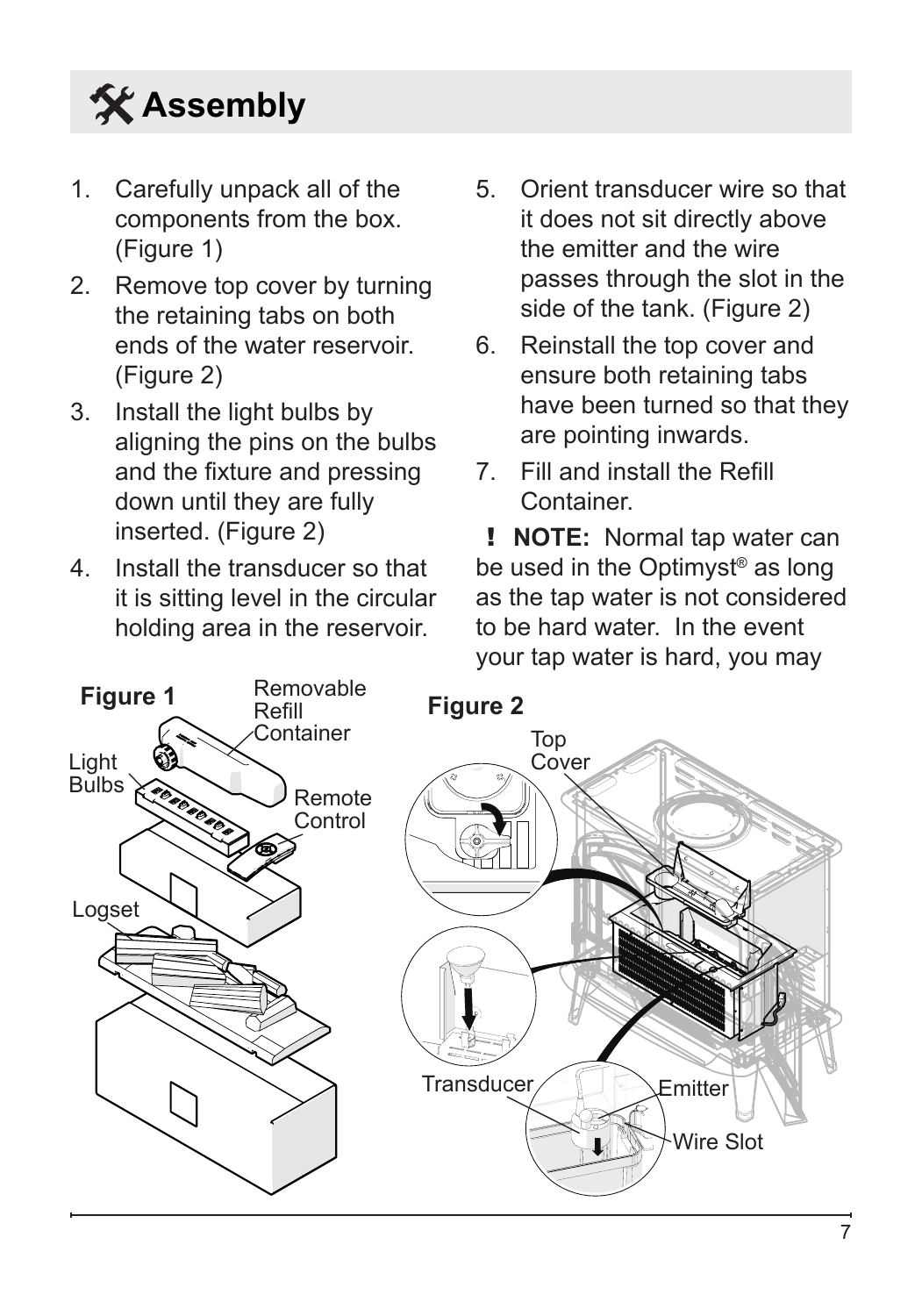# Assembly

1. Carefully unpack all of the components from the box. (Figure 1)
2. Remove top cover by turning the retaining tabs on both ends of the water reservoir. (Figure 2)
3. Install the light bulbs by aligning the pins on the bulbs and the fixture and pressing down until they are fully inserted. (Figure 2)
4. Install the transducer so that it is sitting level in the circular holding area in the reservoir.
5. Orient transducer wire so that it does not sit directly above the emitter and the wire passes through the slot in the side of the tank. (Figure 2)
6. Reinstall the top cover and ensure both retaining tabs have been turned so that they are pointing inwards.
7. Fill and install the Refill Container.

**! NOTE:** Normal tap water can be used in the Optimyst® as long as the tap water is not considered to be hard water. In the event your tap water is hard, you may

**Figure 1**

Removable Refill Container

Light Bulbs

Remote Control

Logset

**Figure 2**

Top Cover

Transducer

Emitter

Wire Slot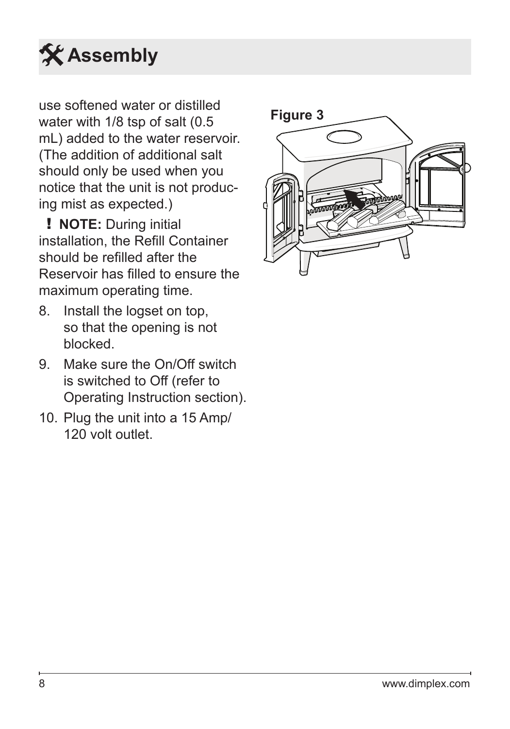# Assembly

use softened water or distilled water with 1/8 tsp of salt (0.5 mL) added to the water reservoir. (The addition of additional salt should only be used when you notice that the unit is not producing mist as expected.)

**! NOTE:** During initial installation, the Refill Container should be refilled after the Reservoir has filled to ensure the maximum operating time.

8. Install the logset on top, so that the opening is not blocked.
9. Make sure the On/Off switch is switched to Off (refer to Operating Instruction section).
10. Plug the unit into a 15 Amp/ 120 volt outlet.

**Figure 3**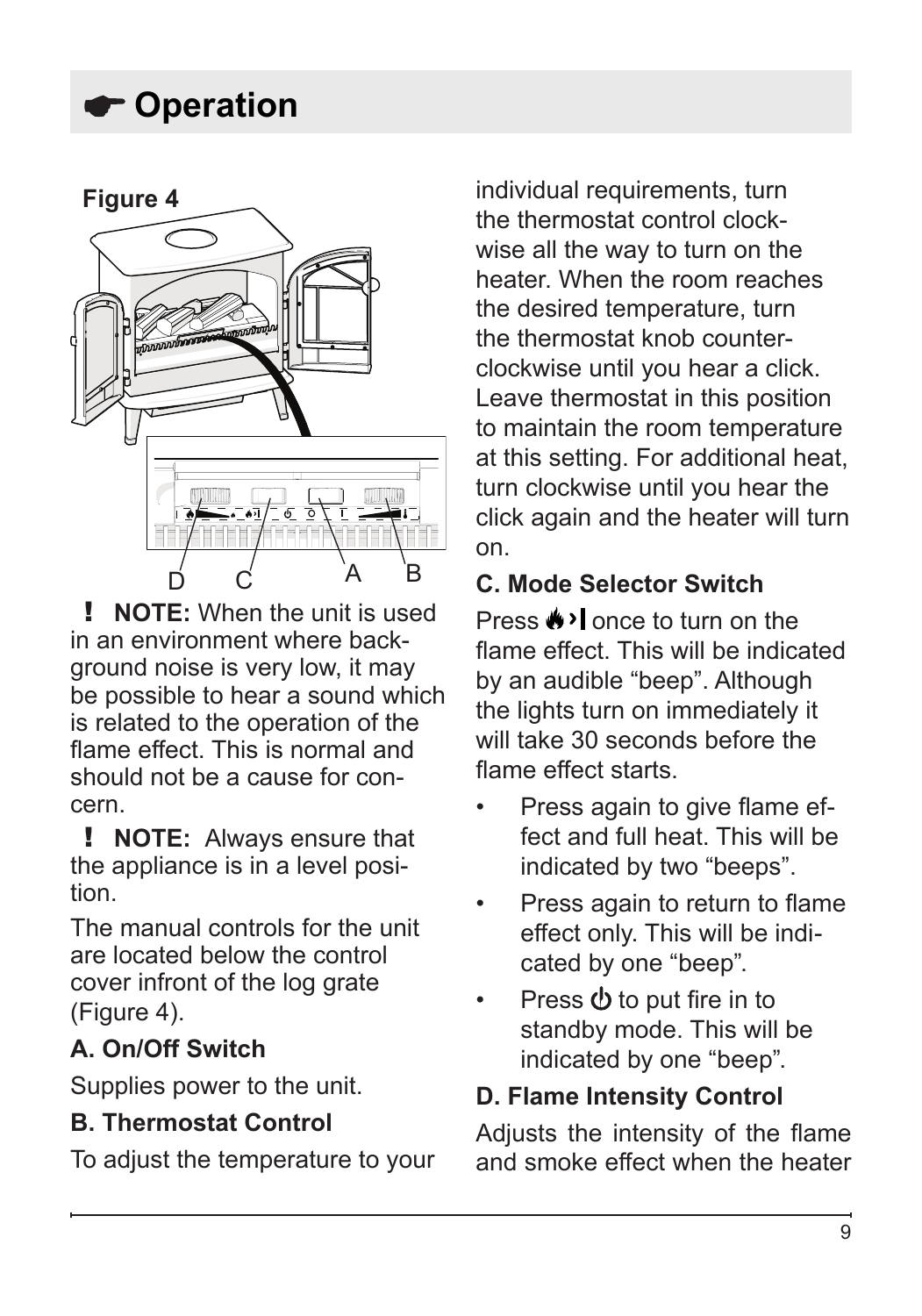# ☛ Operation

**Figure 4**

D C A B

**! NOTE:** When the unit is used in an environment where background noise is very low, it may be possible to hear a sound which is related to the operation of the flame effect. This is normal and should not be a cause for concern.

**! NOTE:** Always ensure that the appliance is in a level position.

The manual controls for the unit are located below the control cover infront of the log grate (Figure 4).

### A. On/Off Switch

Supplies power to the unit.

### B. Thermostat Control

To adjust the temperature to your individual requirements, turn the thermostat control clockwise all the way to turn on the heater. When the room reaches the desired temperature, turn the thermostat knob counter-clockwise until you hear a click. Leave thermostat in this position to maintain the room temperature at this setting. For additional heat, turn clockwise until you hear the click again and the heater will turn on.

### C. Mode Selector Switch

Press 🔥›| once to turn on the flame effect. This will be indicated by an audible "beep". Although the lights turn on immediately it will take 30 seconds before the flame effect starts.

- Press again to give flame effect and full heat. This will be indicated by two "beeps".
- Press again to return to flame effect only. This will be indicated by one "beep".
- Press ⏻ to put fire in to standby mode. This will be indicated by one "beep".

### D. Flame Intensity Control

Adjusts the intensity of the flame and smoke effect when the heater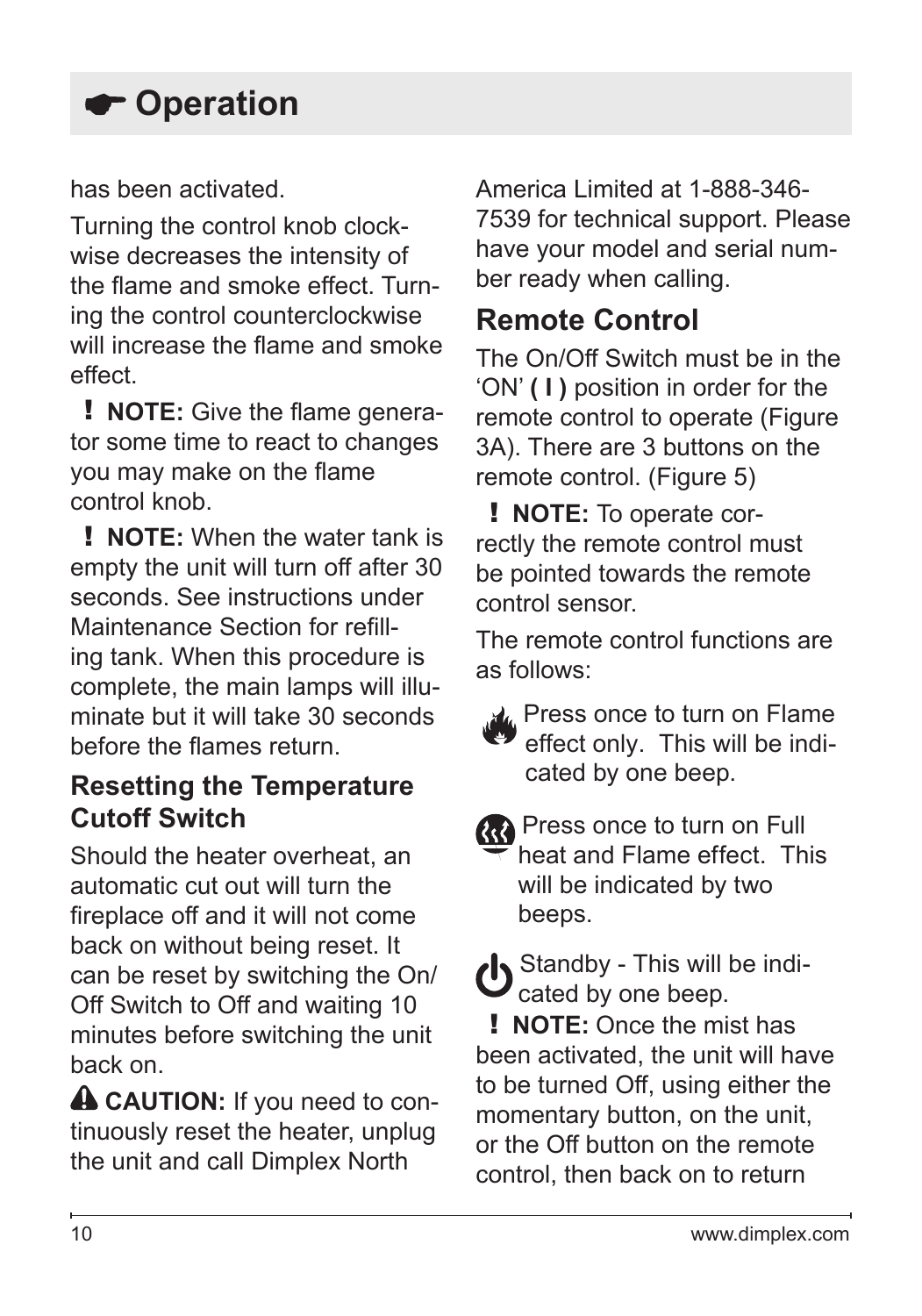# ☛ Operation

has been activated.

Turning the control knob clockwise decreases the intensity of the flame and smoke effect. Turning the control counterclockwise will increase the flame and smoke effect.

**! NOTE:** Give the flame generator some time to react to changes you may make on the flame control knob.

**! NOTE:** When the water tank is empty the unit will turn off after 30 seconds. See instructions under Maintenance Section for refilling tank. When this procedure is complete, the main lamps will illuminate but it will take 30 seconds before the flames return.

### Resetting the Temperature Cutoff Switch

Should the heater overheat, an automatic cut out will turn the fireplace off and it will not come back on without being reset. It can be reset by switching the On/Off Switch to Off and waiting 10 minutes before switching the unit back on.

**⚠ CAUTION:** If you need to continuously reset the heater, unplug the unit and call Dimplex North America Limited at 1-888-346-7539 for technical support. Please have your model and serial number ready when calling.

## Remote Control

The On/Off Switch must be in the 'ON' **( I )** position in order for the remote control to operate (Figure 3A). There are 3 buttons on the remote control. (Figure 5)

**! NOTE:** To operate correctly the remote control must be pointed towards the remote control sensor.

The remote control functions are as follows:

Press once to turn on Flame effect only. This will be indicated by one beep.

Press once to turn on Full heat and Flame effect. This will be indicated by two beeps.

Standby - This will be indicated by one beep.

**! NOTE:** Once the mist has been activated, the unit will have to be turned Off, using either the momentary button, on the unit, or the Off button on the remote control, then back on to return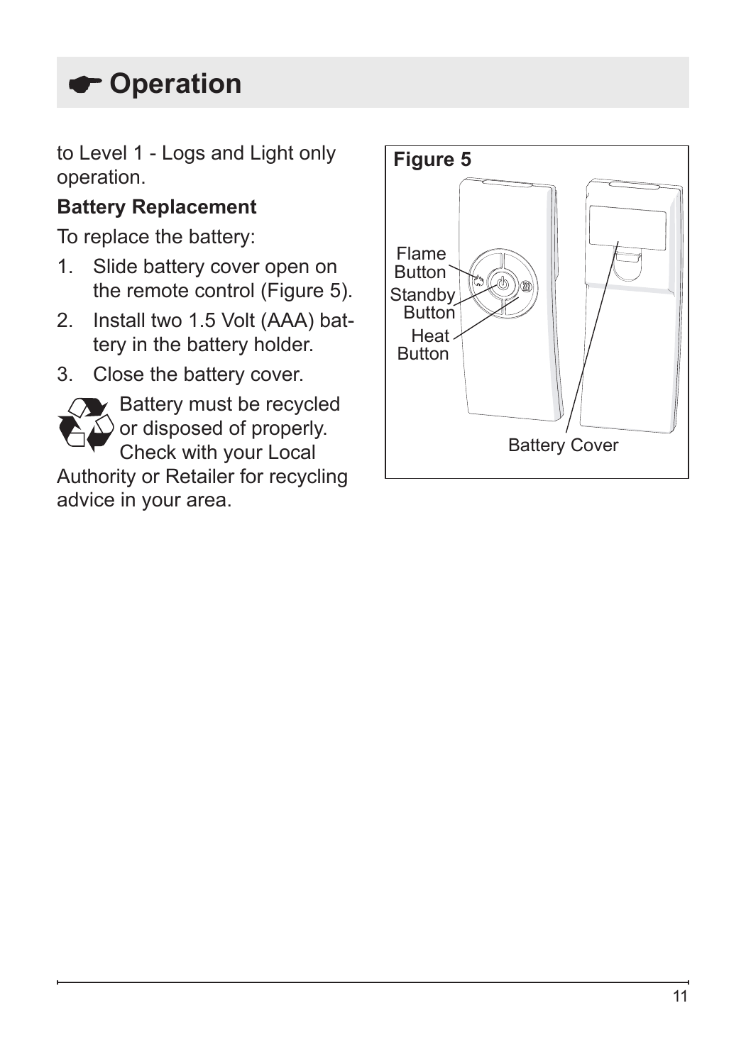# ☛ Operation

to Level 1 - Logs and Light only operation.

**Battery Replacement**

To replace the battery:

1. Slide battery cover open on the remote control (Figure 5).
2. Install two 1.5 Volt (AAA) battery in the battery holder.
3. Close the battery cover.

♻ Battery must be recycled or disposed of properly. Check with your Local Authority or Retailer for recycling advice in your area.

**Figure 5**

Flame Button
Standby Button
Heat Button
Battery Cover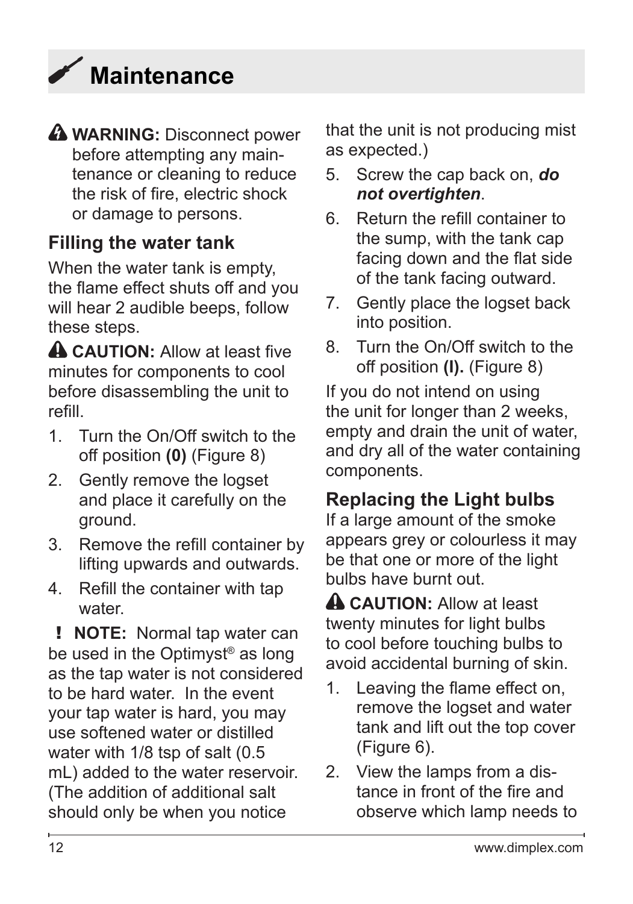# Maintenance

⚠ **WARNING:** Disconnect power before attempting any maintenance or cleaning to reduce the risk of fire, electric shock or damage to persons.

## Filling the water tank

When the water tank is empty, the flame effect shuts off and you will hear 2 audible beeps, follow these steps.

⚠ **CAUTION:** Allow at least five minutes for components to cool before disassembling the unit to refill.

1. Turn the On/Off switch to the off position **(0)** (Figure 8)
2. Gently remove the logset and place it carefully on the ground.
3. Remove the refill container by lifting upwards and outwards.
4. Refill the container with tap water.

**! NOTE:** Normal tap water can be used in the Optimyst® as long as the tap water is not considered to be hard water. In the event your tap water is hard, you may use softened water or distilled water with 1/8 tsp of salt (0.5 mL) added to the water reservoir. (The addition of additional salt should only be when you notice that the unit is not producing mist as expected.)

5. Screw the cap back on, ***do not overtighten***.
6. Return the refill container to the sump, with the tank cap facing down and the flat side of the tank facing outward.
7. Gently place the logset back into position.
8. Turn the On/Off switch to the off position **(I).** (Figure 8)

If you do not intend on using the unit for longer than 2 weeks, empty and drain the unit of water, and dry all of the water containing components.

## Replacing the Light bulbs

If a large amount of the smoke appears grey or colourless it may be that one or more of the light bulbs have burnt out.

⚠ **CAUTION:** Allow at least twenty minutes for light bulbs to cool before touching bulbs to avoid accidental burning of skin.

1. Leaving the flame effect on, remove the logset and water tank and lift out the top cover (Figure 6).
2. View the lamps from a distance in front of the fire and observe which lamp needs to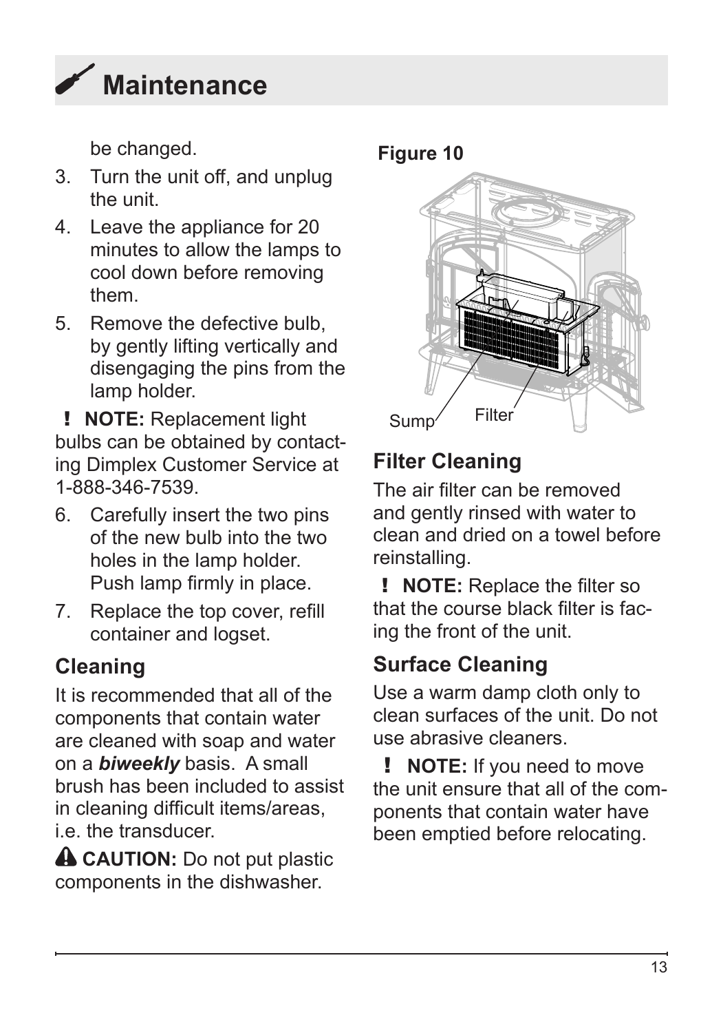# Maintenance

be changed.

3. Turn the unit off, and unplug the unit.
4. Leave the appliance for 20 minutes to allow the lamps to cool down before removing them.
5. Remove the defective bulb, by gently lifting vertically and disengaging the pins from the lamp holder.

! **NOTE:** Replacement light bulbs can be obtained by contacting Dimplex Customer Service at 1-888-346-7539.

6. Carefully insert the two pins of the new bulb into the two holes in the lamp holder. Push lamp firmly in place.
7. Replace the top cover, refill container and logset.

## Cleaning

It is recommended that all of the components that contain water are cleaned with soap and water on a ***biweekly*** basis. A small brush has been included to assist in cleaning difficult items/areas, i.e. the transducer.

**CAUTION:** Do not put plastic components in the dishwasher.

**Figure 10**

Sump

Filter

## Filter Cleaning

The air filter can be removed and gently rinsed with water to clean and dried on a towel before reinstalling.

! **NOTE:** Replace the filter so that the course black filter is facing the front of the unit.

## Surface Cleaning

Use a warm damp cloth only to clean surfaces of the unit. Do not use abrasive cleaners.

! **NOTE:** If you need to move the unit ensure that all of the components that contain water have been emptied before relocating.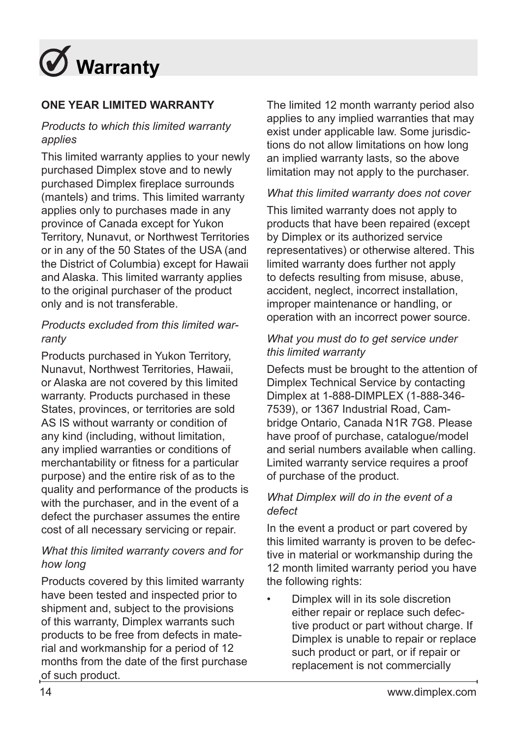# Warranty

**ONE YEAR LIMITED WARRANTY**

*Products to which this limited warranty applies*

This limited warranty applies to your newly purchased Dimplex stove and to newly purchased Dimplex fireplace surrounds (mantels) and trims. This limited warranty applies only to purchases made in any province of Canada except for Yukon Territory, Nunavut, or Northwest Territories or in any of the 50 States of the USA (and the District of Columbia) except for Hawaii and Alaska. This limited warranty applies to the original purchaser of the product only and is not transferable.

*Products excluded from this limited warranty*

Products purchased in Yukon Territory, Nunavut, Northwest Territories, Hawaii, or Alaska are not covered by this limited warranty. Products purchased in these States, provinces, or territories are sold AS IS without warranty or condition of any kind (including, without limitation, any implied warranties or conditions of merchantability or fitness for a particular purpose) and the entire risk of as to the quality and performance of the products is with the purchaser, and in the event of a defect the purchaser assumes the entire cost of all necessary servicing or repair.

*What this limited warranty covers and for how long*

Products covered by this limited warranty have been tested and inspected prior to shipment and, subject to the provisions of this warranty, Dimplex warrants such products to be free from defects in material and workmanship for a period of 12 months from the date of the first purchase of such product.

The limited 12 month warranty period also applies to any implied warranties that may exist under applicable law. Some jurisdictions do not allow limitations on how long an implied warranty lasts, so the above limitation may not apply to the purchaser.

*What this limited warranty does not cover*

This limited warranty does not apply to products that have been repaired (except by Dimplex or its authorized service representatives) or otherwise altered. This limited warranty does further not apply to defects resulting from misuse, abuse, accident, neglect, incorrect installation, improper maintenance or handling, or operation with an incorrect power source.

*What you must do to get service under this limited warranty*

Defects must be brought to the attention of Dimplex Technical Service by contacting Dimplex at 1-888-DIMPLEX (1-888-346-7539), or 1367 Industrial Road, Cambridge Ontario, Canada N1R 7G8. Please have proof of purchase, catalogue/model and serial numbers available when calling. Limited warranty service requires a proof of purchase of the product.

*What Dimplex will do in the event of a defect*

In the event a product or part covered by this limited warranty is proven to be defective in material or workmanship during the 12 month limited warranty period you have the following rights:

- Dimplex will in its sole discretion either repair or replace such defective product or part without charge. If Dimplex is unable to repair or replace such product or part, or if repair or replacement is not commercially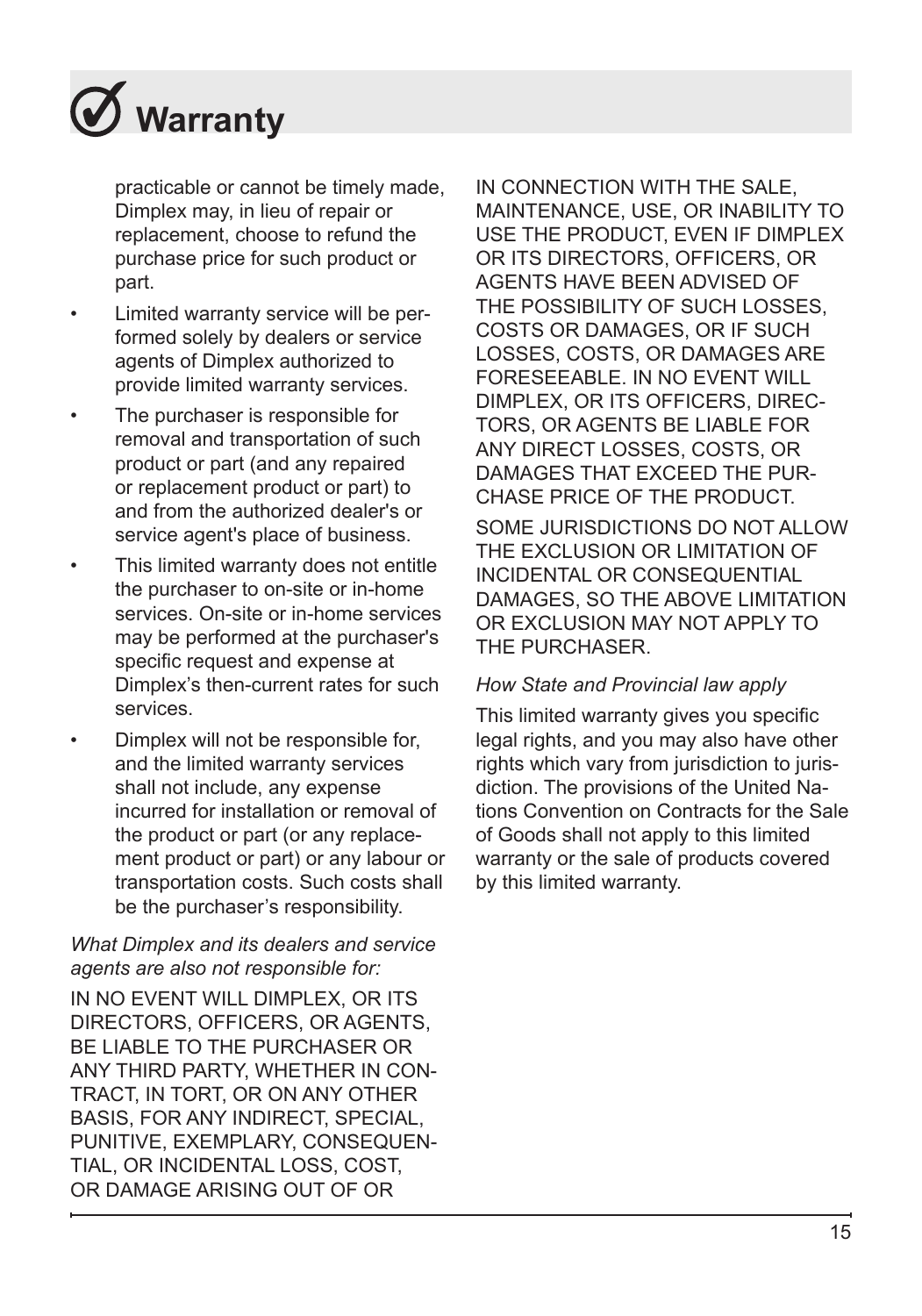# Warranty

practicable or cannot be timely made, Dimplex may, in lieu of repair or replacement, choose to refund the purchase price for such product or part.

- Limited warranty service will be performed solely by dealers or service agents of Dimplex authorized to provide limited warranty services.
- The purchaser is responsible for removal and transportation of such product or part (and any repaired or replacement product or part) to and from the authorized dealer's or service agent's place of business.
- This limited warranty does not entitle the purchaser to on-site or in-home services. On-site or in-home services may be performed at the purchaser's specific request and expense at Dimplex's then-current rates for such services.
- Dimplex will not be responsible for, and the limited warranty services shall not include, any expense incurred for installation or removal of the product or part (or any replacement product or part) or any labour or transportation costs. Such costs shall be the purchaser's responsibility.

*What Dimplex and its dealers and service agents are also not responsible for:*

IN NO EVENT WILL DIMPLEX, OR ITS DIRECTORS, OFFICERS, OR AGENTS, BE LIABLE TO THE PURCHASER OR ANY THIRD PARTY, WHETHER IN CONTRACT, IN TORT, OR ON ANY OTHER BASIS, FOR ANY INDIRECT, SPECIAL, PUNITIVE, EXEMPLARY, CONSEQUENTIAL, OR INCIDENTAL LOSS, COST, OR DAMAGE ARISING OUT OF OR IN CONNECTION WITH THE SALE, MAINTENANCE, USE, OR INABILITY TO USE THE PRODUCT, EVEN IF DIMPLEX OR ITS DIRECTORS, OFFICERS, OR AGENTS HAVE BEEN ADVISED OF THE POSSIBILITY OF SUCH LOSSES, COSTS OR DAMAGES, OR IF SUCH LOSSES, COSTS, OR DAMAGES ARE FORESEEABLE. IN NO EVENT WILL DIMPLEX, OR ITS OFFICERS, DIRECTORS, OR AGENTS BE LIABLE FOR ANY DIRECT LOSSES, COSTS, OR DAMAGES THAT EXCEED THE PURCHASE PRICE OF THE PRODUCT.

SOME JURISDICTIONS DO NOT ALLOW THE EXCLUSION OR LIMITATION OF INCIDENTAL OR CONSEQUENTIAL DAMAGES, SO THE ABOVE LIMITATION OR EXCLUSION MAY NOT APPLY TO THE PURCHASER.

*How State and Provincial law apply*

This limited warranty gives you specific legal rights, and you may also have other rights which vary from jurisdiction to jurisdiction. The provisions of the United Nations Convention on Contracts for the Sale of Goods shall not apply to this limited warranty or the sale of products covered by this limited warranty.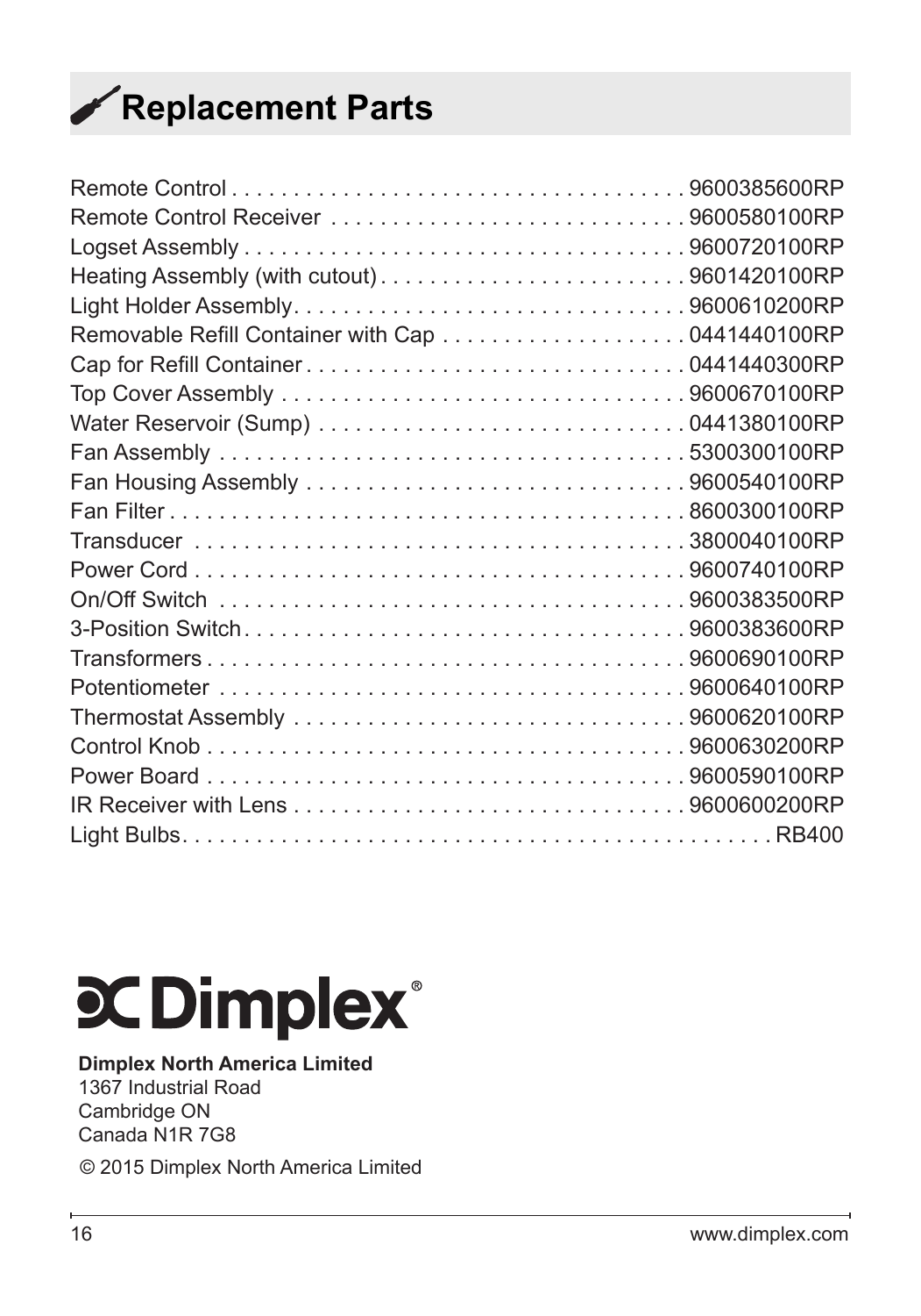# Replacement Parts

| | |
|---|---|
| Remote Control | 9600385600RP |
| Remote Control Receiver | 9600580100RP |
| Logset Assembly | 9600720100RP |
| Heating Assembly (with cutout) | 9601420100RP |
| Light Holder Assembly | 9600610200RP |
| Removable Refill Container with Cap | 0441440100RP |
| Cap for Refill Container | 0441440300RP |
| Top Cover Assembly | 9600670100RP |
| Water Reservoir (Sump) | 0441380100RP |
| Fan Assembly | 5300300100RP |
| Fan Housing Assembly | 9600540100RP |
| Fan Filter | 8600300100RP |
| Transducer | 3800040100RP |
| Power Cord | 9600740100RP |
| On/Off Switch | 9600383500RP |
| 3-Position Switch | 9600383600RP |
| Transformers | 9600690100RP |
| Potentiometer | 9600640100RP |
| Thermostat Assembly | 9600620100RP |
| Control Knob | 9600630200RP |
| Power Board | 9600590100RP |
| IR Receiver with Lens | 9600600200RP |
| Light Bulbs | RB400 |

Dimplex®

**Dimplex North America Limited**
1367 Industrial Road
Cambridge ON
Canada N1R 7G8

© 2015 Dimplex North America Limited

www.dimplex.com